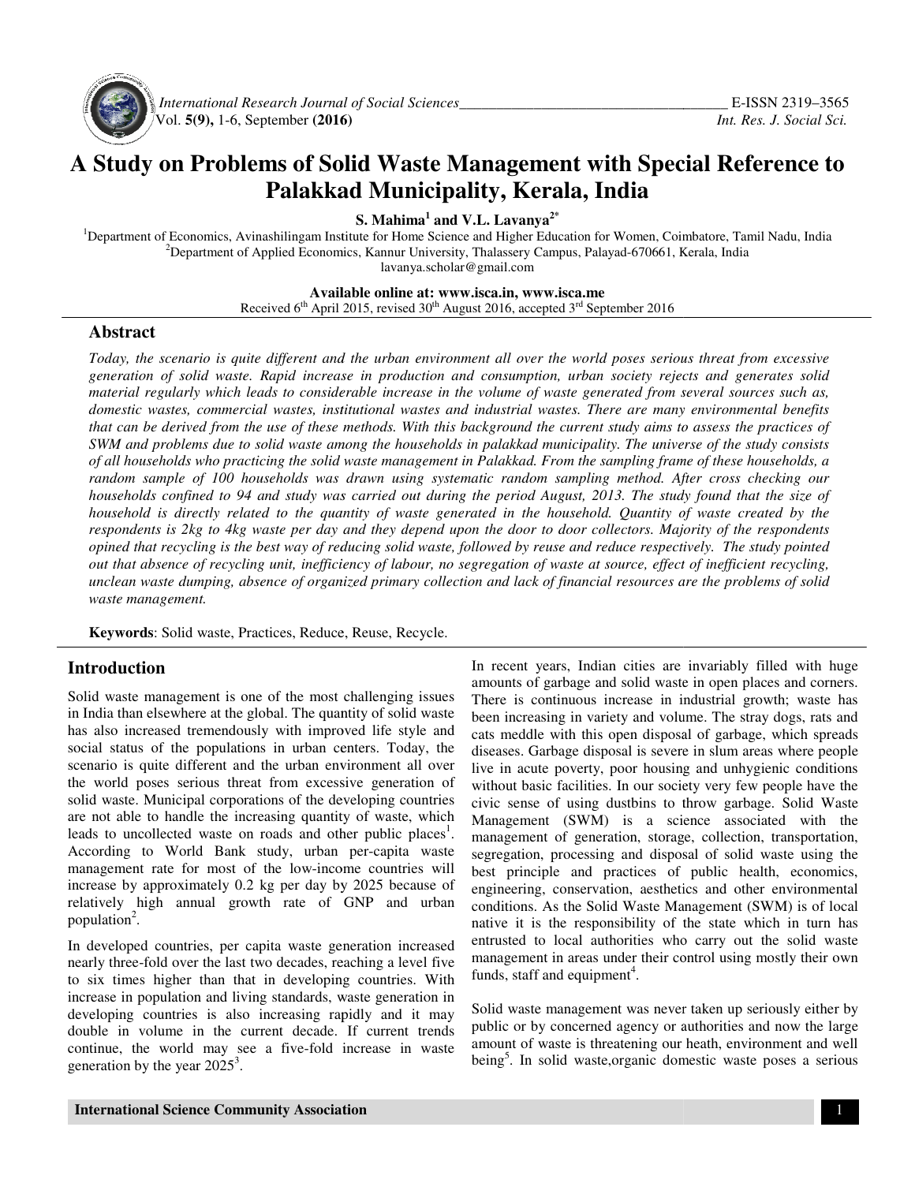# A Study on Problems of Solid Waste Management with Special Reference to Palakkad Municipality, Kerala, India

**S. Mahima[1] and V.L. Lavanya[2*]**

[1]Department of Economics, Avinashilingam Institute for Home Science and Higher Education for Women, Coimbatore, Tamil Nadu, India
[2]Department of Applied Economics, Kannur University, Thalassery Campus, Palayad-670661, Kerala, India
lavanya.scholar@gmail.com

**Available online at: www.isca.in, www.isca.me**
Received 6th April 2015, revised 30th August 2016, accepted 3rd September 2016

## Abstract

*Today, the scenario is quite different and the urban environment all over the world poses serious threat from excessive generation of solid waste. Rapid increase in production and consumption, urban society rejects and generates solid material regularly which leads to considerable increase in the volume of waste generated from several sources such as, domestic wastes, commercial wastes, institutional wastes and industrial wastes. There are many environmental benefits that can be derived from the use of these methods. With this background the current study aims to assess the practices of SWM and problems due to solid waste among the households in palakkad municipality. The universe of the study consists of all households who practicing the solid waste management in Palakkad. From the sampling frame of these households, a random sample of 100 households was drawn using systematic random sampling method. After cross checking our households confined to 94 and study was carried out during the period August, 2013. The study found that the size of household is directly related to the quantity of waste generated in the household. Quantity of waste created by the respondents is 2kg to 4kg waste per day and they depend upon the door to door collectors. Majority of the respondents opined that recycling is the best way of reducing solid waste, followed by reuse and reduce respectively. The study pointed out that absence of recycling unit, inefficiency of labour, no segregation of waste at source, effect of inefficient recycling, unclean waste dumping, absence of organized primary collection and lack of financial resources are the problems of solid waste management.*

**Keywords**: Solid waste, Practices, Reduce, Reuse, Recycle.

## Introduction

Solid waste management is one of the most challenging issues in India than elsewhere at the global. The quantity of solid waste has also increased tremendously with improved life style and social status of the populations in urban centers. Today, the scenario is quite different and the urban environment all over the world poses serious threat from excessive generation of solid waste. Municipal corporations of the developing countries are not able to handle the increasing quantity of waste, which leads to uncollected waste on roads and other public places[1]. According to World Bank study, urban per-capita waste management rate for most of the low-income countries will increase by approximately 0.2 kg per day by 2025 because of relatively high annual growth rate of GNP and urban population[2].

In developed countries, per capita waste generation increased nearly three-fold over the last two decades, reaching a level five to six times higher than that in developing countries. With increase in population and living standards, waste generation in developing countries is also increasing rapidly and it may double in volume in the current decade. If current trends continue, the world may see a five-fold increase in waste generation by the year 2025[3].

In recent years, Indian cities are invariably filled with huge amounts of garbage and solid waste in open places and corners. There is continuous increase in industrial growth; waste has been increasing in variety and volume. The stray dogs, rats and cats meddle with this open disposal of garbage, which spreads diseases. Garbage disposal is severe in slum areas where people live in acute poverty, poor housing and unhygienic conditions without basic facilities. In our society very few people have the civic sense of using dustbins to throw garbage. Solid Waste Management (SWM) is a science associated with the management of generation, storage, collection, transportation, segregation, processing and disposal of solid waste using the best principle and practices of public health, economics, engineering, conservation, aesthetics and other environmental conditions. As the Solid Waste Management (SWM) is of local native it is the responsibility of the state which in turn has entrusted to local authorities who carry out the solid waste management in areas under their control using mostly their own funds, staff and equipment[4].

Solid waste management was never taken up seriously either by public or by concerned agency or authorities and now the large amount of waste is threatening our heath, environment and well being[5]. In solid waste,organic domestic waste poses a serious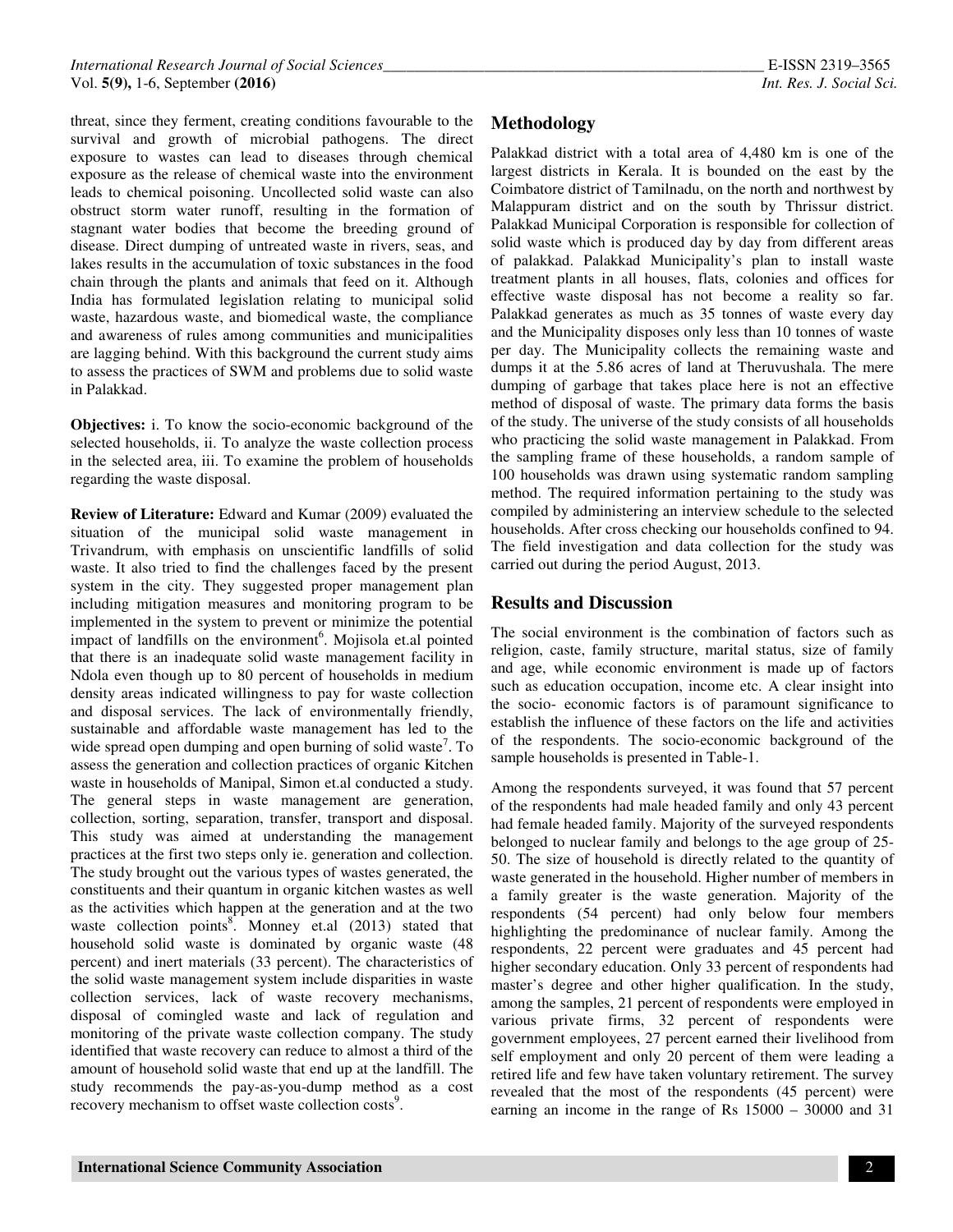threat, since they ferment, creating conditions favourable to the survival and growth of microbial pathogens. The direct exposure to wastes can lead to diseases through chemical exposure as the release of chemical waste into the environment leads to chemical poisoning. Uncollected solid waste can also obstruct storm water runoff, resulting in the formation of stagnant water bodies that become the breeding ground of disease. Direct dumping of untreated waste in rivers, seas, and lakes results in the accumulation of toxic substances in the food chain through the plants and animals that feed on it. Although India has formulated legislation relating to municipal solid waste, hazardous waste, and biomedical waste, the compliance and awareness of rules among communities and municipalities are lagging behind. With this background the current study aims to assess the practices of SWM and problems due to solid waste in Palakkad.

**Objectives:** i. To know the socio-economic background of the selected households, ii. To analyze the waste collection process in the selected area, iii. To examine the problem of households regarding the waste disposal.

**Review of Literature:** Edward and Kumar (2009) evaluated the situation of the municipal solid waste management in Trivandrum, with emphasis on unscientific landfills of solid waste. It also tried to find the challenges faced by the present system in the city. They suggested proper management plan including mitigation measures and monitoring program to be implemented in the system to prevent or minimize the potential impact of landfills on the environment[6]. Mojisola et.al pointed that there is an inadequate solid waste management facility in Ndola even though up to 80 percent of households in medium density areas indicated willingness to pay for waste collection and disposal services. The lack of environmentally friendly, sustainable and affordable waste management has led to the wide spread open dumping and open burning of solid waste[7]. To assess the generation and collection practices of organic Kitchen waste in households of Manipal, Simon et.al conducted a study. The general steps in waste management are generation, collection, sorting, separation, transfer, transport and disposal. This study was aimed at understanding the management practices at the first two steps only ie. generation and collection. The study brought out the various types of wastes generated, the constituents and their quantum in organic kitchen wastes as well as the activities which happen at the generation and at the two waste collection points[8]. Monney et.al (2013) stated that household solid waste is dominated by organic waste (48 percent) and inert materials (33 percent). The characteristics of the solid waste management system include disparities in waste collection services, lack of waste recovery mechanisms, disposal of comingled waste and lack of regulation and monitoring of the private waste collection company. The study identified that waste recovery can reduce to almost a third of the amount of household solid waste that end up at the landfill. The study recommends the pay-as-you-dump method as a cost recovery mechanism to offset waste collection costs[9].

## Methodology

Palakkad district with a total area of 4,480 km is one of the largest districts in Kerala. It is bounded on the east by the Coimbatore district of Tamilnadu, on the north and northwest by Malappuram district and on the south by Thrissur district. Palakkad Municipal Corporation is responsible for collection of solid waste which is produced day by day from different areas of palakkad. Palakkad Municipality's plan to install waste treatment plants in all houses, flats, colonies and offices for effective waste disposal has not become a reality so far. Palakkad generates as much as 35 tonnes of waste every day and the Municipality disposes only less than 10 tonnes of waste per day. The Municipality collects the remaining waste and dumps it at the 5.86 acres of land at Theruvushala. The mere dumping of garbage that takes place here is not an effective method of disposal of waste. The primary data forms the basis of the study. The universe of the study consists of all households who practicing the solid waste management in Palakkad. From the sampling frame of these households, a random sample of 100 households was drawn using systematic random sampling method. The required information pertaining to the study was compiled by administering an interview schedule to the selected households. After cross checking our households confined to 94. The field investigation and data collection for the study was carried out during the period August, 2013.

## Results and Discussion

The social environment is the combination of factors such as religion, caste, family structure, marital status, size of family and age, while economic environment is made up of factors such as education occupation, income etc. A clear insight into the socio- economic factors is of paramount significance to establish the influence of these factors on the life and activities of the respondents. The socio-economic background of the sample households is presented in Table-1.

Among the respondents surveyed, it was found that 57 percent of the respondents had male headed family and only 43 percent had female headed family. Majority of the surveyed respondents belonged to nuclear family and belongs to the age group of 25-50. The size of household is directly related to the quantity of waste generated in the household. Higher number of members in a family greater is the waste generation. Majority of the respondents (54 percent) had only below four members highlighting the predominance of nuclear family. Among the respondents, 22 percent were graduates and 45 percent had higher secondary education. Only 33 percent of respondents had master's degree and other higher qualification. In the study, among the samples, 21 percent of respondents were employed in various private firms, 32 percent of respondents were government employees, 27 percent earned their livelihood from self employment and only 20 percent of them were leading a retired life and few have taken voluntary retirement. The survey revealed that the most of the respondents (45 percent) were earning an income in the range of Rs 15000 – 30000 and 31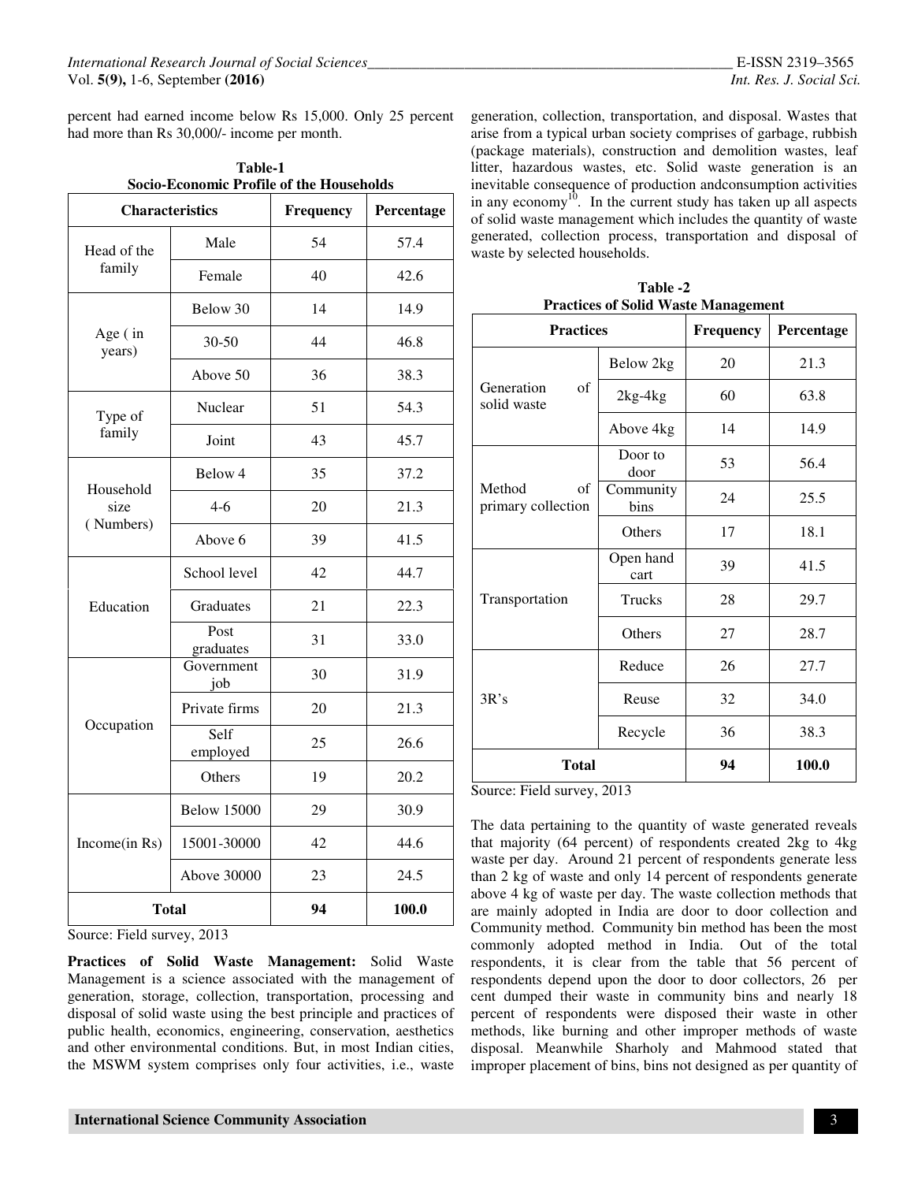percent had earned income below Rs 15,000. Only 25 percent had more than Rs 30,000/- income per month.

**Table-1**
**Socio-Economic Profile of the Households**

| Characteristics | | Frequency | Percentage |
|---|---|---|---|
| Head of the family | Male | 54 | 57.4 |
| | Female | 40 | 42.6 |
| Age ( in years) | Below 30 | 14 | 14.9 |
| | 30-50 | 44 | 46.8 |
| | Above 50 | 36 | 38.3 |
| Type of family | Nuclear | 51 | 54.3 |
| | Joint | 43 | 45.7 |
| Household size ( Numbers) | Below 4 | 35 | 37.2 |
| | 4-6 | 20 | 21.3 |
| | Above 6 | 39 | 41.5 |
| Education | School level | 42 | 44.7 |
| | Graduates | 21 | 22.3 |
| | Post graduates | 31 | 33.0 |
| Occupation | Government job | 30 | 31.9 |
| | Private firms | 20 | 21.3 |
| | Self employed | 25 | 26.6 |
| | Others | 19 | 20.2 |
| Income(in Rs) | Below 15000 | 29 | 30.9 |
| | 15001-30000 | 42 | 44.6 |
| | Above 30000 | 23 | 24.5 |
| **Total** | | **94** | **100.0** |

Source: Field survey, 2013

**Practices of Solid Waste Management:** Solid Waste Management is a science associated with the management of generation, storage, collection, transportation, processing and disposal of solid waste using the best principle and practices of public health, economics, engineering, conservation, aesthetics and other environmental conditions. But, in most Indian cities, the MSWM system comprises only four activities, i.e., waste generation, collection, transportation, and disposal. Wastes that arise from a typical urban society comprises of garbage, rubbish (package materials), construction and demolition wastes, leaf litter, hazardous wastes, etc. Solid waste generation is an inevitable consequence of production andconsumption activities in any economy[10]. In the current study has taken up all aspects of solid waste management which includes the quantity of waste generated, collection process, transportation and disposal of waste by selected households.

**Table -2**
**Practices of Solid Waste Management**

| Practices | | Frequency | Percentage |
|---|---|---|---|
| Generation of solid waste | Below 2kg | 20 | 21.3 |
| | 2kg-4kg | 60 | 63.8 |
| | Above 4kg | 14 | 14.9 |
| Method of primary collection | Door to door | 53 | 56.4 |
| | Community bins | 24 | 25.5 |
| | Others | 17 | 18.1 |
| Transportation | Open hand cart | 39 | 41.5 |
| | Trucks | 28 | 29.7 |
| | Others | 27 | 28.7 |
| 3R's | Reduce | 26 | 27.7 |
| | Reuse | 32 | 34.0 |
| | Recycle | 36 | 38.3 |
| **Total** | | **94** | **100.0** |

Source: Field survey, 2013

The data pertaining to the quantity of waste generated reveals that majority (64 percent) of respondents created 2kg to 4kg waste per day. Around 21 percent of respondents generate less than 2 kg of waste and only 14 percent of respondents generate above 4 kg of waste per day. The waste collection methods that are mainly adopted in India are door to door collection and Community method. Community bin method has been the most commonly adopted method in India. Out of the total respondents, it is clear from the table that 56 percent of respondents depend upon the door to door collectors, 26 per cent dumped their waste in community bins and nearly 18 percent of respondents were disposed their waste in other methods, like burning and other improper methods of waste disposal. Meanwhile Sharholy and Mahmood stated that improper placement of bins, bins not designed as per quantity of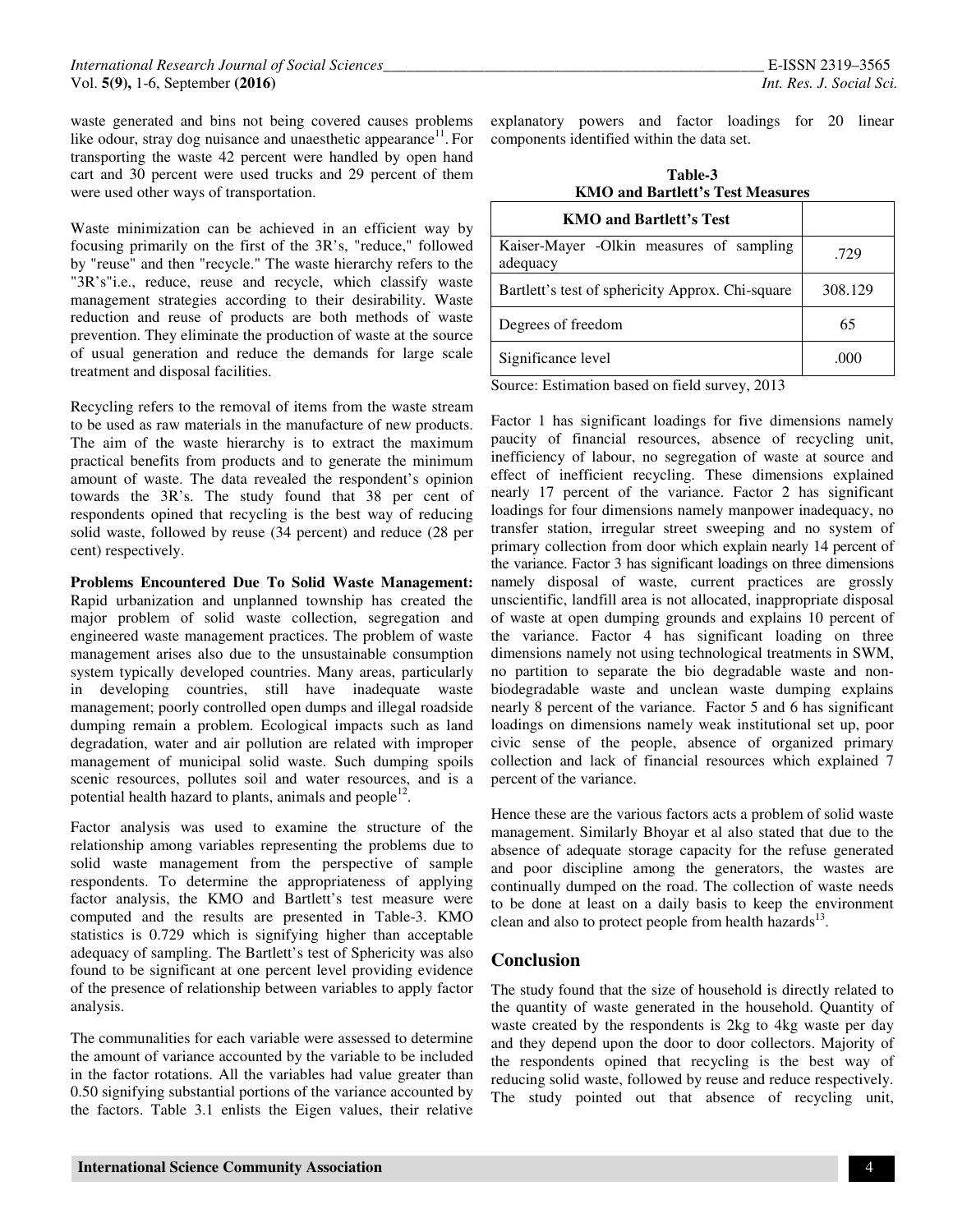waste generated and bins not being covered causes problems like odour, stray dog nuisance and unaesthetic appearance[11]. For transporting the waste 42 percent were handled by open hand cart and 30 percent were used trucks and 29 percent of them were used other ways of transportation.

Waste minimization can be achieved in an efficient way by focusing primarily on the first of the 3R's, "reduce," followed by "reuse" and then "recycle." The waste hierarchy refers to the "3R's"i.e., reduce, reuse and recycle, which classify waste management strategies according to their desirability. Waste reduction and reuse of products are both methods of waste prevention. They eliminate the production of waste at the source of usual generation and reduce the demands for large scale treatment and disposal facilities.

Recycling refers to the removal of items from the waste stream to be used as raw materials in the manufacture of new products. The aim of the waste hierarchy is to extract the maximum practical benefits from products and to generate the minimum amount of waste. The data revealed the respondent's opinion towards the 3R's. The study found that 38 per cent of respondents opined that recycling is the best way of reducing solid waste, followed by reuse (34 percent) and reduce (28 per cent) respectively.

**Problems Encountered Due To Solid Waste Management:** Rapid urbanization and unplanned township has created the major problem of solid waste collection, segregation and engineered waste management practices. The problem of waste management arises also due to the unsustainable consumption system typically developed countries. Many areas, particularly in developing countries, still have inadequate waste management; poorly controlled open dumps and illegal roadside dumping remain a problem. Ecological impacts such as land degradation, water and air pollution are related with improper management of municipal solid waste. Such dumping spoils scenic resources, pollutes soil and water resources, and is a potential health hazard to plants, animals and people[12].

Factor analysis was used to examine the structure of the relationship among variables representing the problems due to solid waste management from the perspective of sample respondents. To determine the appropriateness of applying factor analysis, the KMO and Bartlett's test measure were computed and the results are presented in Table-3. KMO statistics is 0.729 which is signifying higher than acceptable adequacy of sampling. The Bartlett's test of Sphericity was also found to be significant at one percent level providing evidence of the presence of relationship between variables to apply factor analysis.

The communalities for each variable were assessed to determine the amount of variance accounted by the variable to be included in the factor rotations. All the variables had value greater than 0.50 signifying substantial portions of the variance accounted by the factors. Table 3.1 enlists the Eigen values, their relative explanatory powers and factor loadings for 20 linear components identified within the data set.

**Table-3**
**KMO and Bartlett's Test Measures**

| KMO and Bartlett's Test | |
|---|---|
| Kaiser-Mayer -Olkin measures of sampling adequacy | .729 |
| Bartlett's test of sphericity Approx. Chi-square | 308.129 |
| Degrees of freedom | 65 |
| Significance level | .000 |

Source: Estimation based on field survey, 2013

Factor 1 has significant loadings for five dimensions namely paucity of financial resources, absence of recycling unit, inefficiency of labour, no segregation of waste at source and effect of inefficient recycling. These dimensions explained nearly 17 percent of the variance. Factor 2 has significant loadings for four dimensions namely manpower inadequacy, no transfer station, irregular street sweeping and no system of primary collection from door which explain nearly 14 percent of the variance. Factor 3 has significant loadings on three dimensions namely disposal of waste, current practices are grossly unscientific, landfill area is not allocated, inappropriate disposal of waste at open dumping grounds and explains 10 percent of the variance. Factor 4 has significant loading on three dimensions namely not using technological treatments in SWM, no partition to separate the bio degradable waste and non-biodegradable waste and unclean waste dumping explains nearly 8 percent of the variance. Factor 5 and 6 has significant loadings on dimensions namely weak institutional set up, poor civic sense of the people, absence of organized primary collection and lack of financial resources which explained 7 percent of the variance.

Hence these are the various factors acts a problem of solid waste management. Similarly Bhoyar et al also stated that due to the absence of adequate storage capacity for the refuse generated and poor discipline among the generators, the wastes are continually dumped on the road. The collection of waste needs to be done at least on a daily basis to keep the environment clean and also to protect people from health hazards[13].

## Conclusion

The study found that the size of household is directly related to the quantity of waste generated in the household. Quantity of waste created by the respondents is 2kg to 4kg waste per day and they depend upon the door to door collectors. Majority of the respondents opined that recycling is the best way of reducing solid waste, followed by reuse and reduce respectively. The study pointed out that absence of recycling unit,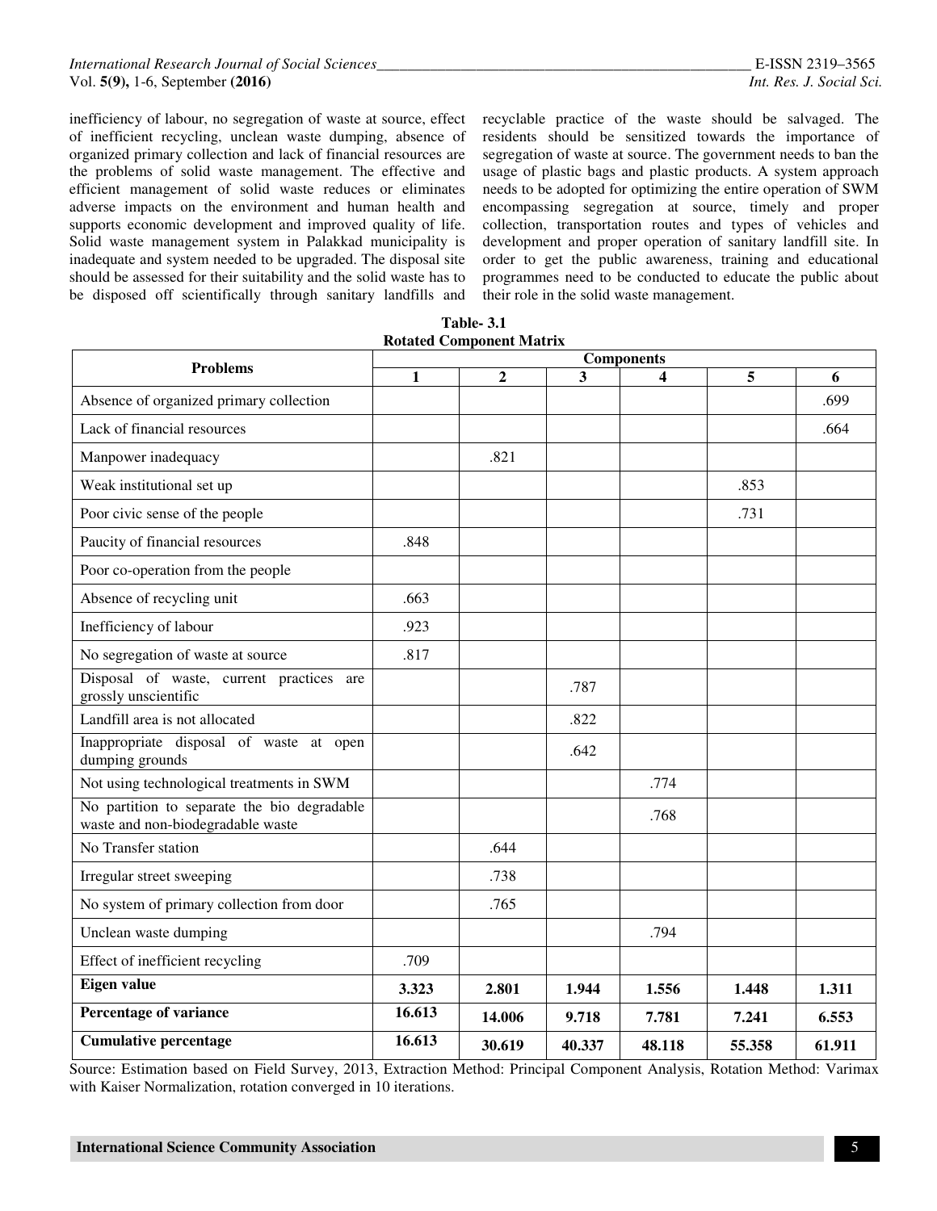inefficiency of labour, no segregation of waste at source, effect of inefficient recycling, unclean waste dumping, absence of organized primary collection and lack of financial resources are the problems of solid waste management. The effective and efficient management of solid waste reduces or eliminates adverse impacts on the environment and human health and supports economic development and improved quality of life. Solid waste management system in Palakkad municipality is inadequate and system needed to be upgraded. The disposal site should be assessed for their suitability and the solid waste has to be disposed off scientifically through sanitary landfills and recyclable practice of the waste should be salvaged. The residents should be sensitized towards the importance of segregation of waste at source. The government needs to ban the usage of plastic bags and plastic products. A system approach needs to be adopted for optimizing the entire operation of SWM encompassing segregation at source, timely and proper collection, transportation routes and types of vehicles and development and proper operation of sanitary landfill site. In order to get the public awareness, training and educational programmes need to be conducted to educate the public about their role in the solid waste management.

**Table- 3.1**
**Rotated Component Matrix**

| Problems | Components | | | | | |
|---|---|---|---|---|---|---|
| | 1 | 2 | 3 | 4 | 5 | 6 |
| Absence of organized primary collection | | | | | | .699 |
| Lack of financial resources | | | | | | .664 |
| Manpower inadequacy | | .821 | | | | |
| Weak institutional set up | | | | | .853 | |
| Poor civic sense of the people | | | | | .731 | |
| Paucity of financial resources | .848 | | | | | |
| Poor co-operation from the people | | | | | | |
| Absence of recycling unit | .663 | | | | | |
| Inefficiency of labour | .923 | | | | | |
| No segregation of waste at source | .817 | | | | | |
| Disposal of waste, current practices are grossly unscientific | | | .787 | | | |
| Landfill area is not allocated | | | .822 | | | |
| Inappropriate disposal of waste at open dumping grounds | | | .642 | | | |
| Not using technological treatments in SWM | | | | .774 | | |
| No partition to separate the bio degradable waste and non-biodegradable waste | | | | .768 | | |
| No Transfer station | | .644 | | | | |
| Irregular street sweeping | | .738 | | | | |
| No system of primary collection from door | | .765 | | | | |
| Unclean waste dumping | | | | .794 | | |
| Effect of inefficient recycling | .709 | | | | | |
| **Eigen value** | **3.323** | **2.801** | **1.944** | **1.556** | **1.448** | **1.311** |
| **Percentage of variance** | **16.613** | **14.006** | **9.718** | **7.781** | **7.241** | **6.553** |
| **Cumulative percentage** | **16.613** | **30.619** | **40.337** | **48.118** | **55.358** | **61.911** |

Source: Estimation based on Field Survey, 2013, Extraction Method: Principal Component Analysis, Rotation Method: Varimax with Kaiser Normalization, rotation converged in 10 iterations.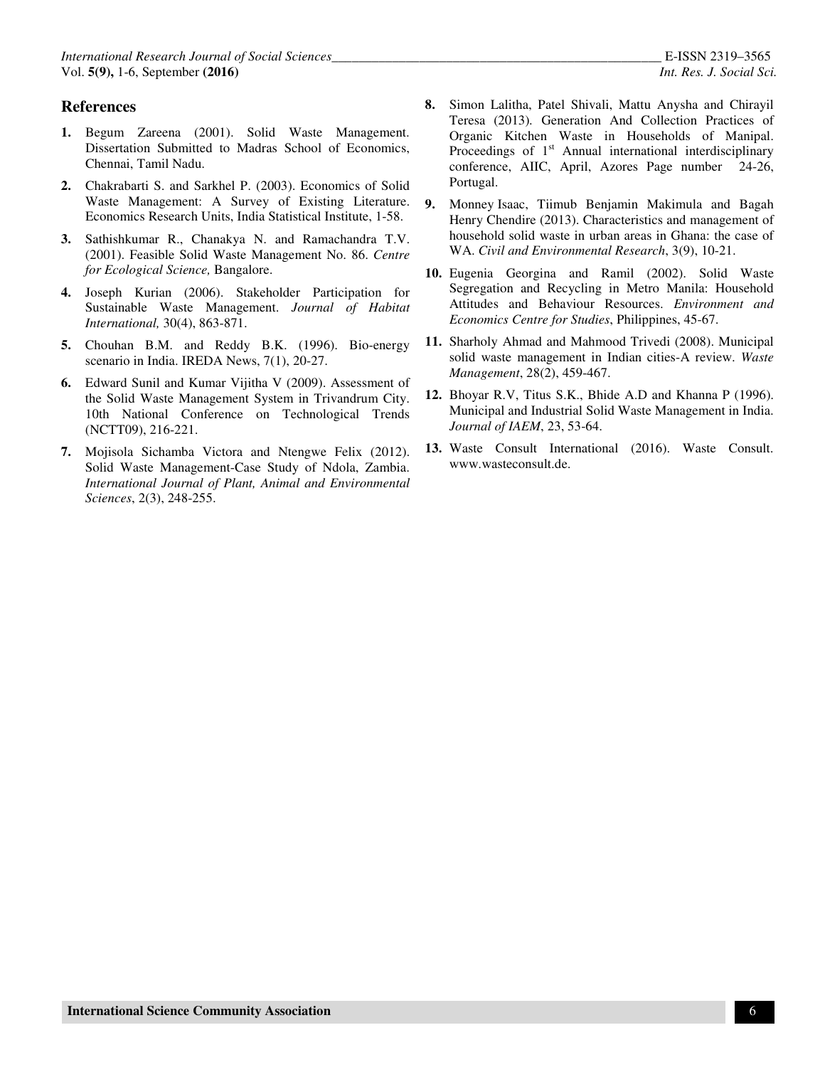## References

1. Begum Zareena (2001). Solid Waste Management. Dissertation Submitted to Madras School of Economics, Chennai, Tamil Nadu.

2. Chakrabarti S. and Sarkhel P. (2003). Economics of Solid Waste Management: A Survey of Existing Literature. Economics Research Units, India Statistical Institute, 1-58.

3. Sathishkumar R., Chanakya N. and Ramachandra T.V. (2001). Feasible Solid Waste Management No. 86. *Centre for Ecological Science,* Bangalore.

4. Joseph Kurian (2006). Stakeholder Participation for Sustainable Waste Management. *Journal of Habitat International,* 30(4), 863-871.

5. Chouhan B.M. and Reddy B.K. (1996). Bio-energy scenario in India. IREDA News, 7(1), 20-27.

6. Edward Sunil and Kumar Vijitha V (2009). Assessment of the Solid Waste Management System in Trivandrum City. 10th National Conference on Technological Trends (NCTT09), 216-221.

7. Mojisola Sichamba Victora and Ntengwe Felix (2012). Solid Waste Management-Case Study of Ndola, Zambia. *International Journal of Plant, Animal and Environmental Sciences*, 2(3), 248-255.

8. Simon Lalitha, Patel Shivali, Mattu Anysha and Chirayil Teresa (2013). Generation And Collection Practices of Organic Kitchen Waste in Households of Manipal. Proceedings of 1st Annual international interdisciplinary conference, AIIC, April, Azores Page number 24-26, Portugal.

9. Monney Isaac, Tiimub Benjamin Makimula and Bagah Henry Chendire (2013). Characteristics and management of household solid waste in urban areas in Ghana: the case of WA. *Civil and Environmental Research*, 3(9), 10-21.

10. Eugenia Georgina and Ramil (2002). Solid Waste Segregation and Recycling in Metro Manila: Household Attitudes and Behaviour Resources. *Environment and Economics Centre for Studies*, Philippines, 45-67.

11. Sharholy Ahmad and Mahmood Trivedi (2008). Municipal solid waste management in Indian cities-A review. *Waste Management*, 28(2), 459-467.

12. Bhoyar R.V, Titus S.K., Bhide A.D and Khanna P (1996). Municipal and Industrial Solid Waste Management in India. *Journal of IAEM*, 23, 53-64.

13. Waste Consult International (2016). Waste Consult. www.wasteconsult.de.